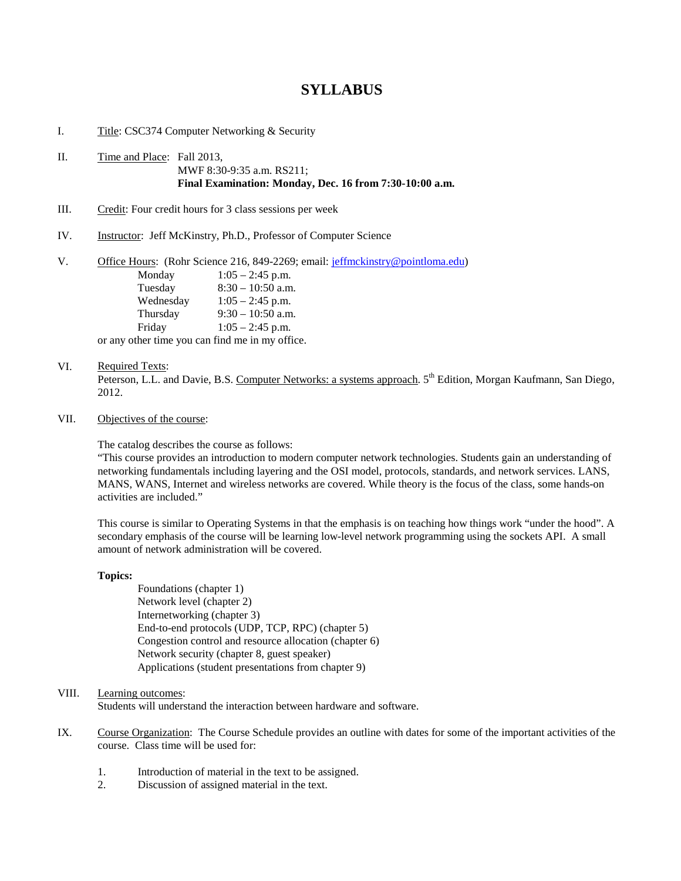# SYLLABUS

I. Title: CSC374 Computer Networking & Security

II. Time and Place: Fall 2013,
MWF 8:30-9:35 a.m. RS211;
**Final Examination: Monday, Dec. 16 from 7:30-10:00 a.m.**

III. Credit: Four credit hours for 3 class sessions per week

IV. Instructor: Jeff McKinstry, Ph.D., Professor of Computer Science

V. Office Hours: (Rohr Science 216, 849-2269; email: jeffmckinstry@pointloma.edu)

| | |
|---|---|
| Monday | 1:05 – 2:45 p.m. |
| Tuesday | 8:30 – 10:50 a.m. |
| Wednesday | 1:05 – 2:45 p.m. |
| Thursday | 9:30 – 10:50 a.m. |
| Friday | 1:05 – 2:45 p.m. |

or any other time you can find me in my office.

VI. Required Texts:
Peterson, L.L. and Davie, B.S. Computer Networks: a systems approach. 5th Edition, Morgan Kaufmann, San Diego, 2012.

VII. Objectives of the course:

The catalog describes the course as follows:
"This course provides an introduction to modern computer network technologies. Students gain an understanding of networking fundamentals including layering and the OSI model, protocols, standards, and network services. LANS, MANS, WANS, Internet and wireless networks are covered. While theory is the focus of the class, some hands-on activities are included."

This course is similar to Operating Systems in that the emphasis is on teaching how things work "under the hood". A secondary emphasis of the course will be learning low-level network programming using the sockets API. A small amount of network administration will be covered.

**Topics:**

- Foundations (chapter 1)
- Network level (chapter 2)
- Internetworking (chapter 3)
- End-to-end protocols (UDP, TCP, RPC) (chapter 5)
- Congestion control and resource allocation (chapter 6)
- Network security (chapter 8, guest speaker)
- Applications (student presentations from chapter 9)

VIII. Learning outcomes:
Students will understand the interaction between hardware and software.

IX. Course Organization: The Course Schedule provides an outline with dates for some of the important activities of the course. Class time will be used for:

1. Introduction of material in the text to be assigned.
2. Discussion of assigned material in the text.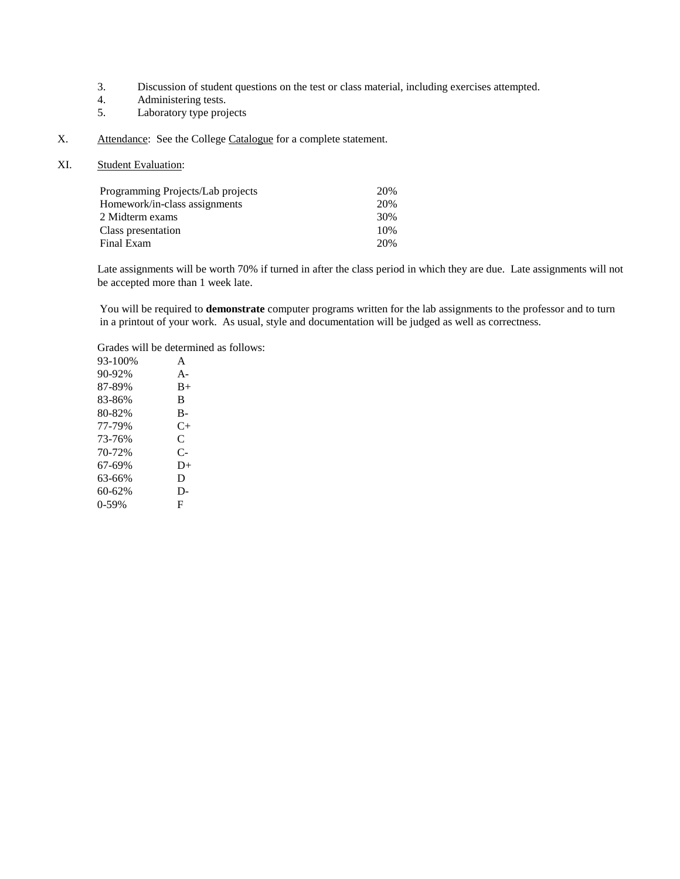3. Discussion of student questions on the test or class material, including exercises attempted.
4. Administering tests.
5. Laboratory type projects

X. Attendance: See the College Catalogue for a complete statement.

XI. Student Evaluation:

| | |
|---|---|
| Programming Projects/Lab projects | 20% |
| Homework/in-class assignments | 20% |
| 2 Midterm exams | 30% |
| Class presentation | 10% |
| Final Exam | 20% |

Late assignments will be worth 70% if turned in after the class period in which they are due. Late assignments will not be accepted more than 1 week late.

You will be required to **demonstrate** computer programs written for the lab assignments to the professor and to turn in a printout of your work. As usual, style and documentation will be judged as well as correctness.

Grades will be determined as follows:

| | |
|---|---|
| 93-100% | A |
| 90-92% | A- |
| 87-89% | B+ |
| 83-86% | B |
| 80-82% | B- |
| 77-79% | C+ |
| 73-76% | C |
| 70-72% | C- |
| 67-69% | D+ |
| 63-66% | D |
| 60-62% | D- |
| 0-59% | F |